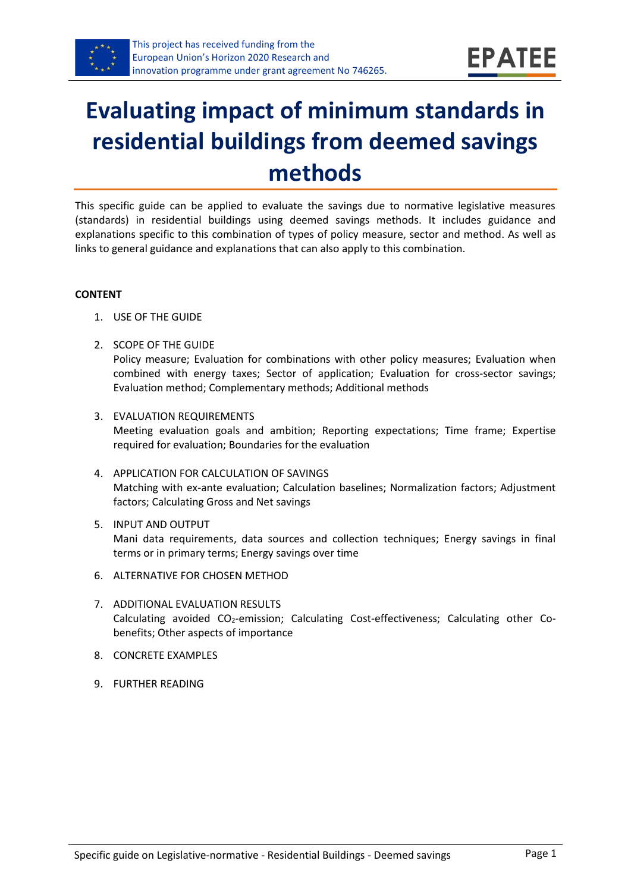This project has received funding from the European Union's Horizon 2020 Research and innovation programme under grant agreement No 746265.

EPATEE

# Evaluating impact of minimum standards in residential buildings from deemed savings methods

This specific guide can be applied to evaluate the savings due to normative legislative measures (standards) in residential buildings using deemed savings methods. It includes guidance and explanations specific to this combination of types of policy measure, sector and method. As well as links to general guidance and explanations that can also apply to this combination.

**CONTENT**

1. USE OF THE GUIDE
2. SCOPE OF THE GUIDE
   Policy measure; Evaluation for combinations with other policy measures; Evaluation when combined with energy taxes; Sector of application; Evaluation for cross-sector savings; Evaluation method; Complementary methods; Additional methods
3. EVALUATION REQUIREMENTS
   Meeting evaluation goals and ambition; Reporting expectations; Time frame; Expertise required for evaluation; Boundaries for the evaluation
4. APPLICATION FOR CALCULATION OF SAVINGS
   Matching with ex-ante evaluation; Calculation baselines; Normalization factors; Adjustment factors; Calculating Gross and Net savings
5. INPUT AND OUTPUT
   Mani data requirements, data sources and collection techniques; Energy savings in final terms or in primary terms; Energy savings over time
6. ALTERNATIVE FOR CHOSEN METHOD
7. ADDITIONAL EVALUATION RESULTS
   Calculating avoided $CO_2$-emission; Calculating Cost-effectiveness; Calculating other Co-benefits; Other aspects of importance
8. CONCRETE EXAMPLES
9. FURTHER READING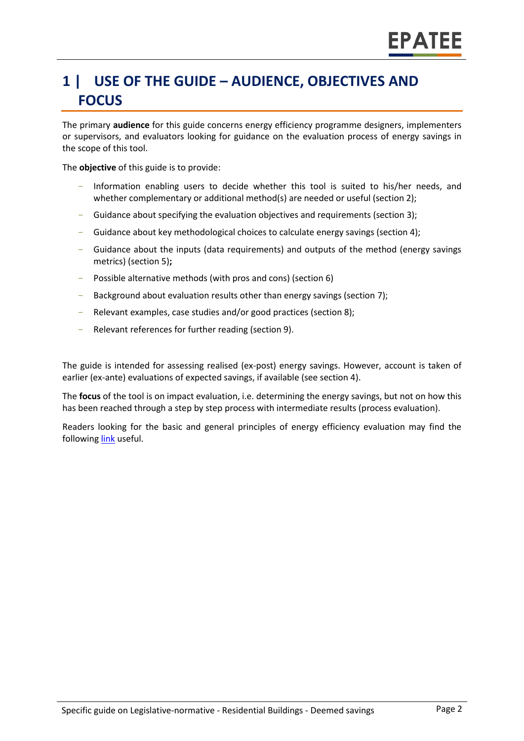# 1 | USE OF THE GUIDE – AUDIENCE, OBJECTIVES AND FOCUS

The primary **audience** for this guide concerns energy efficiency programme designers, implementers or supervisors, and evaluators looking for guidance on the evaluation process of energy savings in the scope of this tool.

The **objective** of this guide is to provide:

- Information enabling users to decide whether this tool is suited to his/her needs, and whether complementary or additional method(s) are needed or useful (section 2);
- Guidance about specifying the evaluation objectives and requirements (section 3);
- Guidance about key methodological choices to calculate energy savings (section 4);
- Guidance about the inputs (data requirements) and outputs of the method (energy savings metrics) (section 5)**;**
- Possible alternative methods (with pros and cons) (section 6)
- Background about evaluation results other than energy savings (section 7);
- Relevant examples, case studies and/or good practices (section 8);
- Relevant references for further reading (section 9).

The guide is intended for assessing realised (ex-post) energy savings. However, account is taken of earlier (ex-ante) evaluations of expected savings, if available (see section 4).

The **focus** of the tool is on impact evaluation, i.e. determining the energy savings, but not on how this has been reached through a step by step process with intermediate results (process evaluation).

Readers looking for the basic and general principles of energy efficiency evaluation may find the following link useful.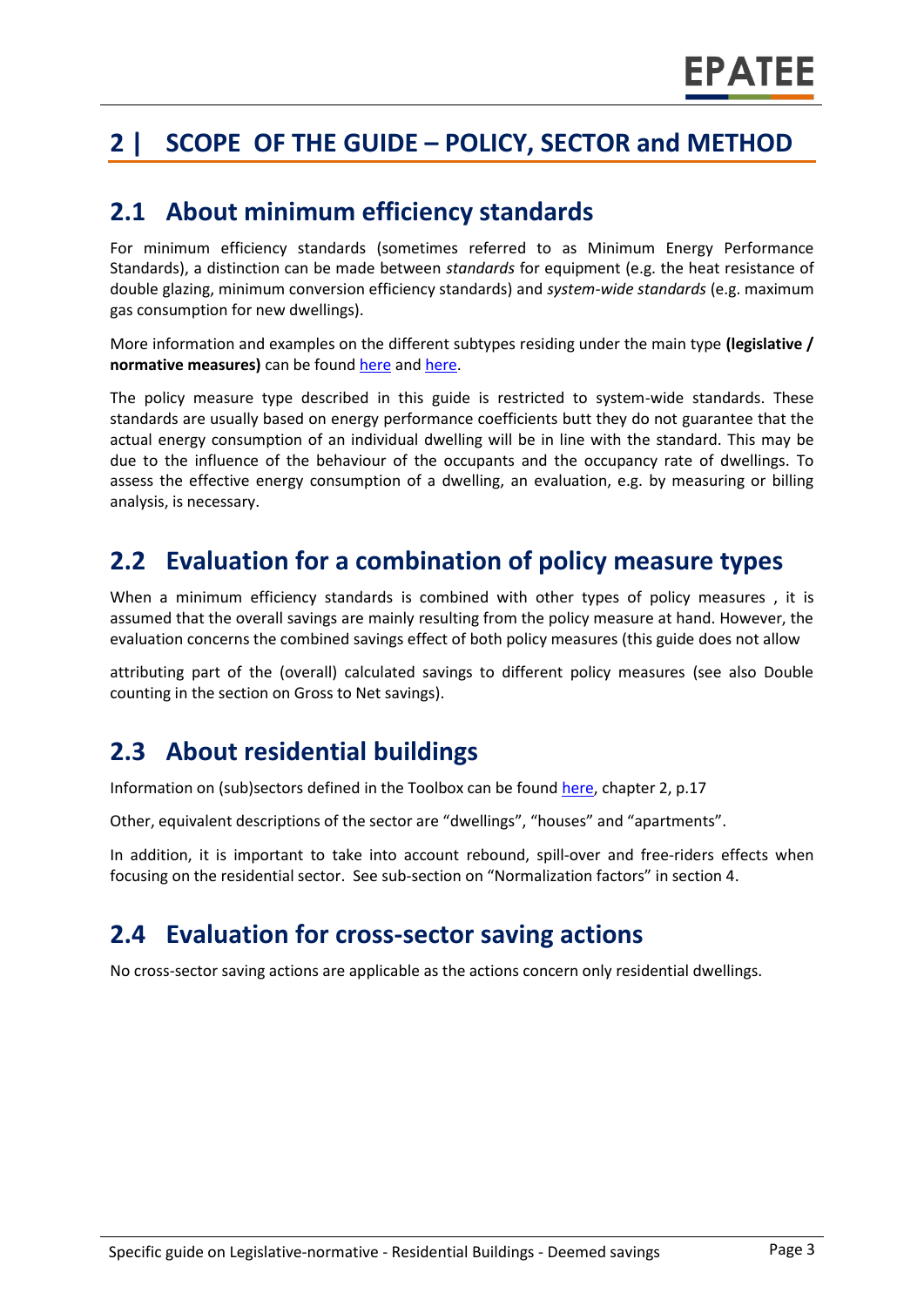# 2 | SCOPE OF THE GUIDE – POLICY, SECTOR and METHOD

## 2.1 About minimum efficiency standards

For minimum efficiency standards (sometimes referred to as Minimum Energy Performance Standards), a distinction can be made between *standards* for equipment (e.g. the heat resistance of double glazing, minimum conversion efficiency standards) and *system-wide standards* (e.g. maximum gas consumption for new dwellings).

More information and examples on the different subtypes residing under the main type **(legislative / normative measures)** can be found here and here.

The policy measure type described in this guide is restricted to system-wide standards. These standards are usually based on energy performance coefficients butt they do not guarantee that the actual energy consumption of an individual dwelling will be in line with the standard. This may be due to the influence of the behaviour of the occupants and the occupancy rate of dwellings. To assess the effective energy consumption of a dwelling, an evaluation, e.g. by measuring or billing analysis, is necessary.

## 2.2 Evaluation for a combination of policy measure types

When a minimum efficiency standards is combined with other types of policy measures , it is assumed that the overall savings are mainly resulting from the policy measure at hand. However, the evaluation concerns the combined savings effect of both policy measures (this guide does not allow attributing part of the (overall) calculated savings to different policy measures (see also Double counting in the section on Gross to Net savings).

## 2.3 About residential buildings

Information on (sub)sectors defined in the Toolbox can be found here, chapter 2, p.17

Other, equivalent descriptions of the sector are "dwellings", "houses" and "apartments".

In addition, it is important to take into account rebound, spill-over and free-riders effects when focusing on the residential sector. See sub-section on "Normalization factors" in section 4.

## 2.4 Evaluation for cross-sector saving actions

No cross-sector saving actions are applicable as the actions concern only residential dwellings.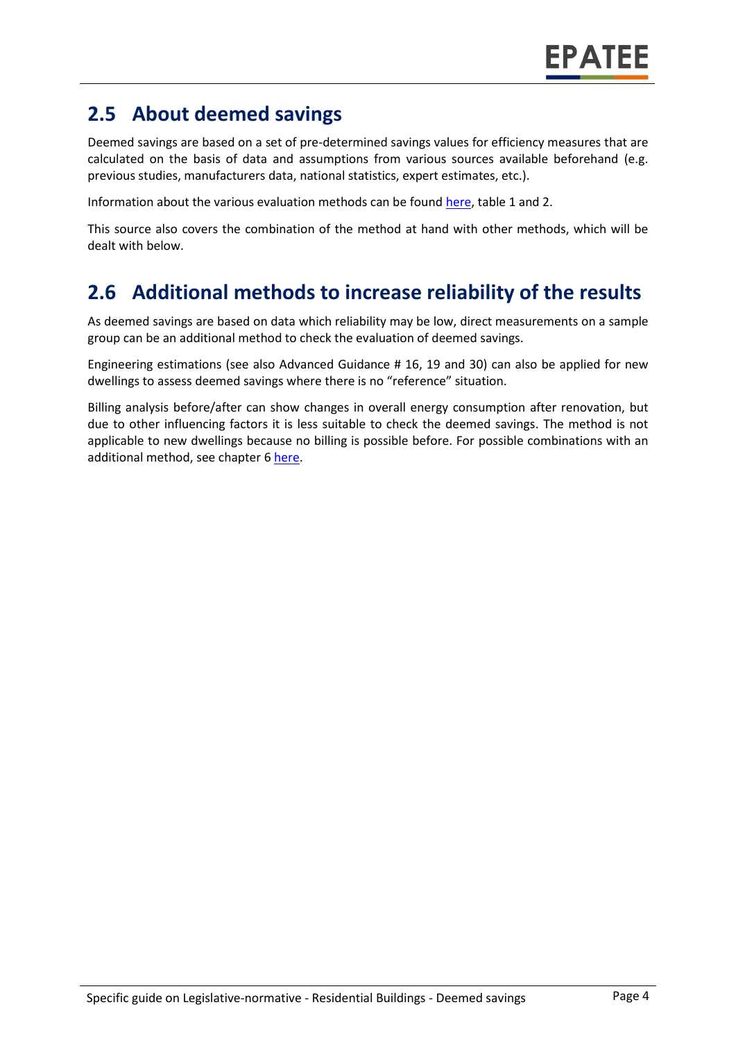## 2.5 About deemed savings

Deemed savings are based on a set of pre-determined savings values for efficiency measures that are calculated on the basis of data and assumptions from various sources available beforehand (e.g. previous studies, manufacturers data, national statistics, expert estimates, etc.).

Information about the various evaluation methods can be found here, table 1 and 2.

This source also covers the combination of the method at hand with other methods, which will be dealt with below.

## 2.6 Additional methods to increase reliability of the results

As deemed savings are based on data which reliability may be low, direct measurements on a sample group can be an additional method to check the evaluation of deemed savings.

Engineering estimations (see also Advanced Guidance # 16, 19 and 30) can also be applied for new dwellings to assess deemed savings where there is no "reference" situation.

Billing analysis before/after can show changes in overall energy consumption after renovation, but due to other influencing factors it is less suitable to check the deemed savings. The method is not applicable to new dwellings because no billing is possible before. For possible combinations with an additional method, see chapter 6 here.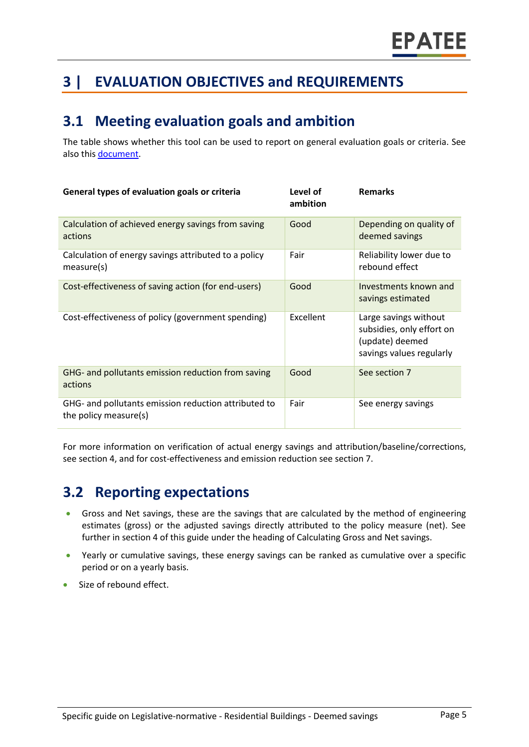# 3 | EVALUATION OBJECTIVES and REQUIREMENTS

## 3.1 Meeting evaluation goals and ambition

The table shows whether this tool can be used to report on general evaluation goals or criteria. See also this [document](document).

| General types of evaluation goals or criteria | Level of ambition | Remarks |
|---|---|---|
| Calculation of achieved energy savings from saving actions | Good | Depending on quality of deemed savings |
| Calculation of energy savings attributed to a policy measure(s) | Fair | Reliability lower due to rebound effect |
| Cost-effectiveness of saving action (for end-users) | Good | Investments known and savings estimated |
| Cost-effectiveness of policy (government spending) | Excellent | Large savings without subsidies, only effort on (update) deemed savings values regularly |
| GHG- and pollutants emission reduction from saving actions | Good | See section 7 |
| GHG- and pollutants emission reduction attributed to the policy measure(s) | Fair | See energy savings |

For more information on verification of actual energy savings and attribution/baseline/corrections, see section 4, and for cost-effectiveness and emission reduction see section 7.

## 3.2 Reporting expectations

- Gross and Net savings, these are the savings that are calculated by the method of engineering estimates (gross) or the adjusted savings directly attributed to the policy measure (net). See further in section 4 of this guide under the heading of Calculating Gross and Net savings.
- Yearly or cumulative savings, these energy savings can be ranked as cumulative over a specific period or on a yearly basis.
- Size of rebound effect.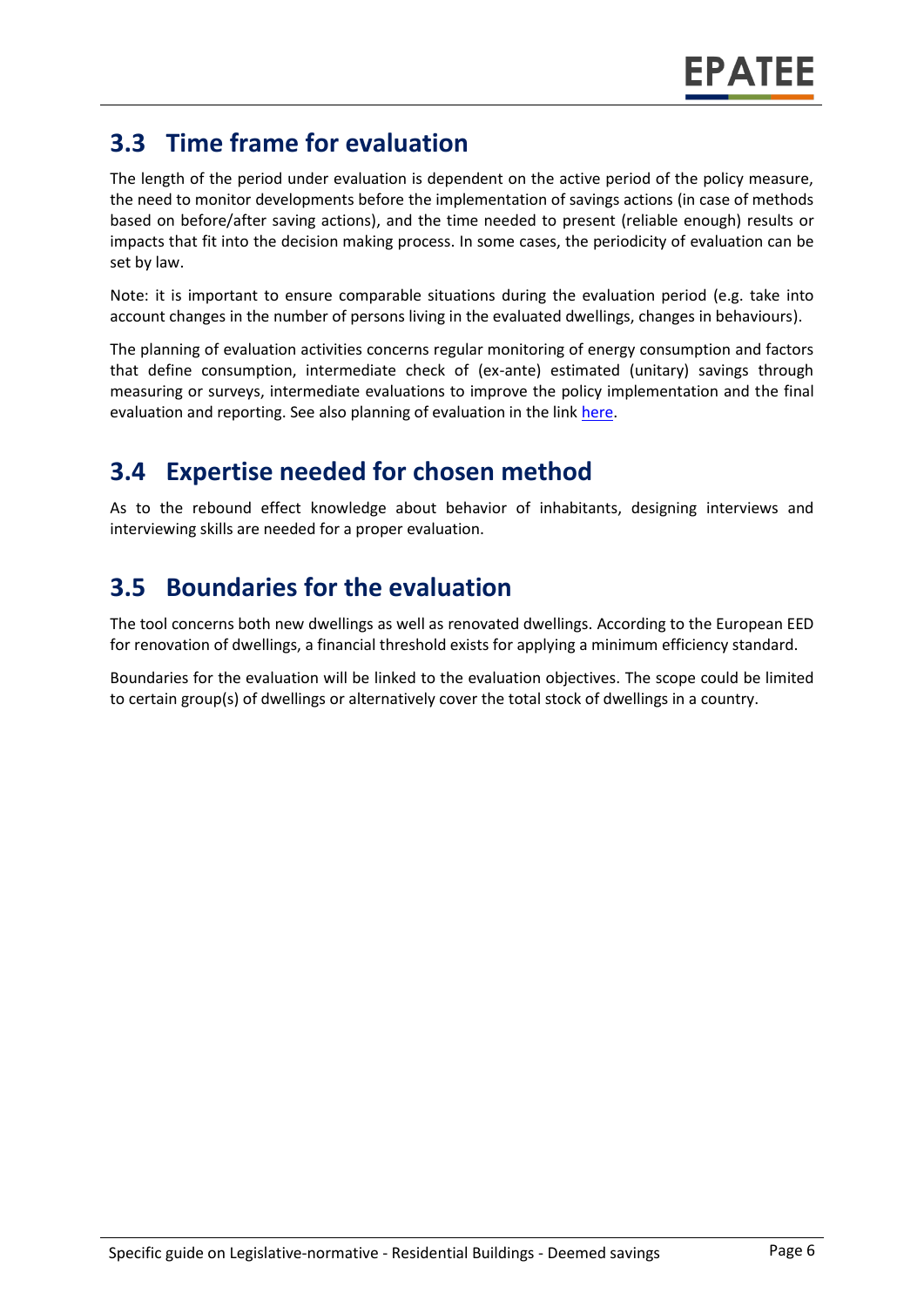## 3.3 Time frame for evaluation

The length of the period under evaluation is dependent on the active period of the policy measure, the need to monitor developments before the implementation of savings actions (in case of methods based on before/after saving actions), and the time needed to present (reliable enough) results or impacts that fit into the decision making process. In some cases, the periodicity of evaluation can be set by law.

Note: it is important to ensure comparable situations during the evaluation period (e.g. take into account changes in the number of persons living in the evaluated dwellings, changes in behaviours).

The planning of evaluation activities concerns regular monitoring of energy consumption and factors that define consumption, intermediate check of (ex-ante) estimated (unitary) savings through measuring or surveys, intermediate evaluations to improve the policy implementation and the final evaluation and reporting. See also planning of evaluation in the link here.

## 3.4 Expertise needed for chosen method

As to the rebound effect knowledge about behavior of inhabitants, designing interviews and interviewing skills are needed for a proper evaluation.

## 3.5 Boundaries for the evaluation

The tool concerns both new dwellings as well as renovated dwellings. According to the European EED for renovation of dwellings, a financial threshold exists for applying a minimum efficiency standard.

Boundaries for the evaluation will be linked to the evaluation objectives. The scope could be limited to certain group(s) of dwellings or alternatively cover the total stock of dwellings in a country.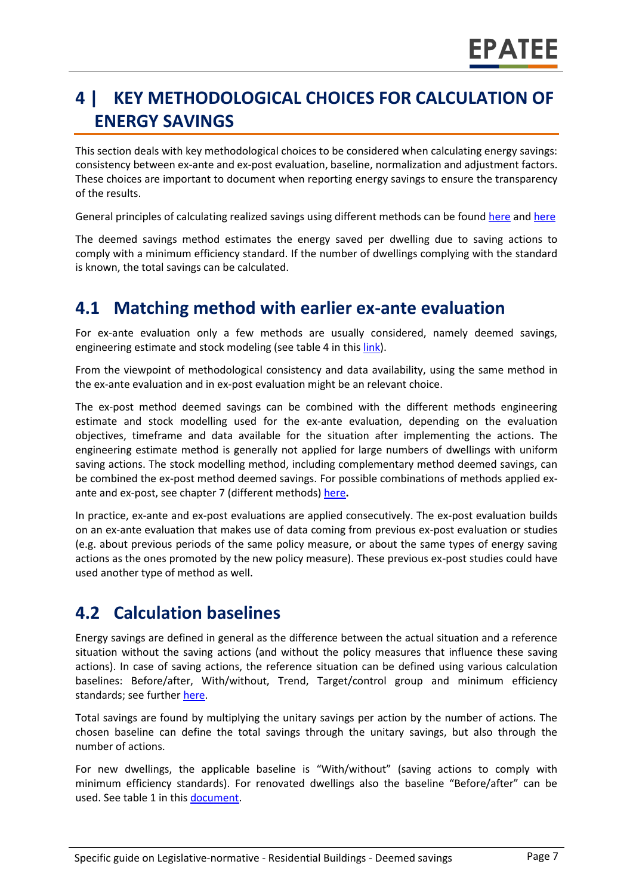# 4 | KEY METHODOLOGICAL CHOICES FOR CALCULATION OF ENERGY SAVINGS

This section deals with key methodological choices to be considered when calculating energy savings: consistency between ex-ante and ex-post evaluation, baseline, normalization and adjustment factors. These choices are important to document when reporting energy savings to ensure the transparency of the results.

General principles of calculating realized savings using different methods can be found here and here

The deemed savings method estimates the energy saved per dwelling due to saving actions to comply with a minimum efficiency standard. If the number of dwellings complying with the standard is known, the total savings can be calculated.

## 4.1 Matching method with earlier ex-ante evaluation

For ex-ante evaluation only a few methods are usually considered, namely deemed savings, engineering estimate and stock modeling (see table 4 in this link).

From the viewpoint of methodological consistency and data availability, using the same method in the ex-ante evaluation and in ex-post evaluation might be an relevant choice.

The ex-post method deemed savings can be combined with the different methods engineering estimate and stock modelling used for the ex-ante evaluation, depending on the evaluation objectives, timeframe and data available for the situation after implementing the actions. The engineering estimate method is generally not applied for large numbers of dwellings with uniform saving actions. The stock modelling method, including complementary method deemed savings, can be combined the ex-post method deemed savings. For possible combinations of methods applied ex-ante and ex-post, see chapter 7 (different methods) **here.**

In practice, ex-ante and ex-post evaluations are applied consecutively. The ex-post evaluation builds on an ex-ante evaluation that makes use of data coming from previous ex-post evaluation or studies (e.g. about previous periods of the same policy measure, or about the same types of energy saving actions as the ones promoted by the new policy measure). These previous ex-post studies could have used another type of method as well.

## 4.2 Calculation baselines

Energy savings are defined in general as the difference between the actual situation and a reference situation without the saving actions (and without the policy measures that influence these saving actions). In case of saving actions, the reference situation can be defined using various calculation baselines: Before/after, With/without, Trend, Target/control group and minimum efficiency standards; see further here.

Total savings are found by multiplying the unitary savings per action by the number of actions. The chosen baseline can define the total savings through the unitary savings, but also through the number of actions.

For new dwellings, the applicable baseline is "With/without" (saving actions to comply with minimum efficiency standards). For renovated dwellings also the baseline "Before/after" can be used. See table 1 in this document.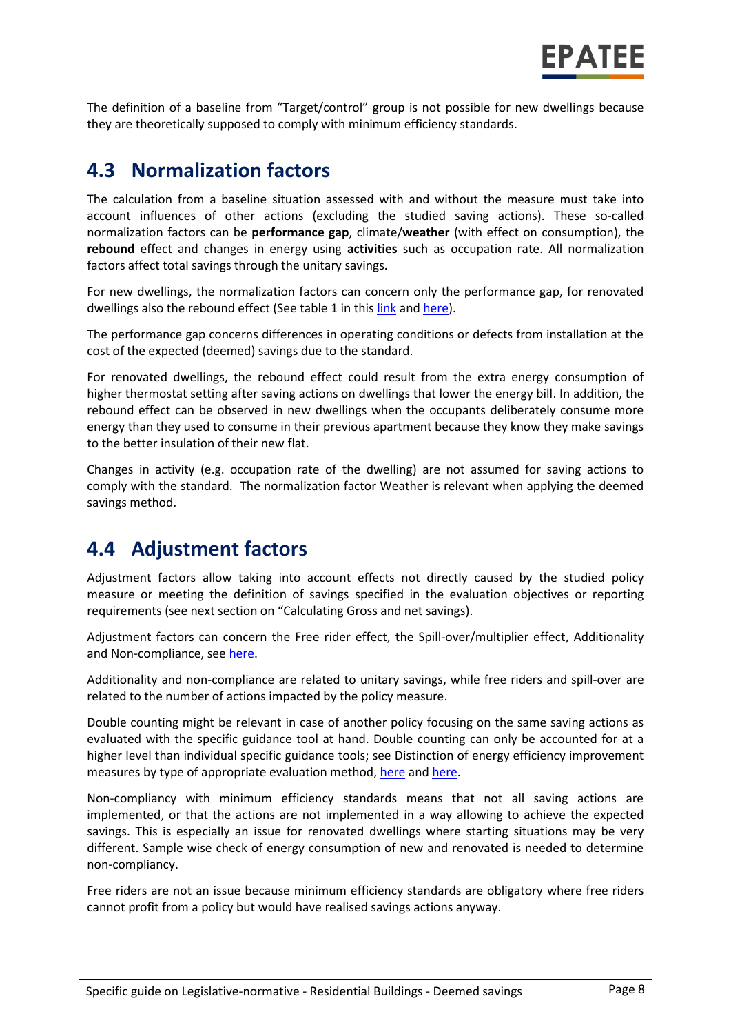The definition of a baseline from "Target/control" group is not possible for new dwellings because they are theoretically supposed to comply with minimum efficiency standards.

## 4.3 Normalization factors

The calculation from a baseline situation assessed with and without the measure must take into account influences of other actions (excluding the studied saving actions). These so-called normalization factors can be **performance gap**, climate/**weather** (with effect on consumption), the **rebound** effect and changes in energy using **activities** such as occupation rate. All normalization factors affect total savings through the unitary savings.

For new dwellings, the normalization factors can concern only the performance gap, for renovated dwellings also the rebound effect (See table 1 in this link and here).

The performance gap concerns differences in operating conditions or defects from installation at the cost of the expected (deemed) savings due to the standard.

For renovated dwellings, the rebound effect could result from the extra energy consumption of higher thermostat setting after saving actions on dwellings that lower the energy bill. In addition, the rebound effect can be observed in new dwellings when the occupants deliberately consume more energy than they used to consume in their previous apartment because they know they make savings to the better insulation of their new flat.

Changes in activity (e.g. occupation rate of the dwelling) are not assumed for saving actions to comply with the standard. The normalization factor Weather is relevant when applying the deemed savings method.

## 4.4 Adjustment factors

Adjustment factors allow taking into account effects not directly caused by the studied policy measure or meeting the definition of savings specified in the evaluation objectives or reporting requirements (see next section on "Calculating Gross and net savings).

Adjustment factors can concern the Free rider effect, the Spill-over/multiplier effect, Additionality and Non-compliance, see here.

Additionality and non-compliance are related to unitary savings, while free riders and spill-over are related to the number of actions impacted by the policy measure.

Double counting might be relevant in case of another policy focusing on the same saving actions as evaluated with the specific guidance tool at hand. Double counting can only be accounted for at a higher level than individual specific guidance tools; see Distinction of energy efficiency improvement measures by type of appropriate evaluation method, here and here.

Non-compliancy with minimum efficiency standards means that not all saving actions are implemented, or that the actions are not implemented in a way allowing to achieve the expected savings. This is especially an issue for renovated dwellings where starting situations may be very different. Sample wise check of energy consumption of new and renovated is needed to determine non-compliancy.

Free riders are not an issue because minimum efficiency standards are obligatory where free riders cannot profit from a policy but would have realised savings actions anyway.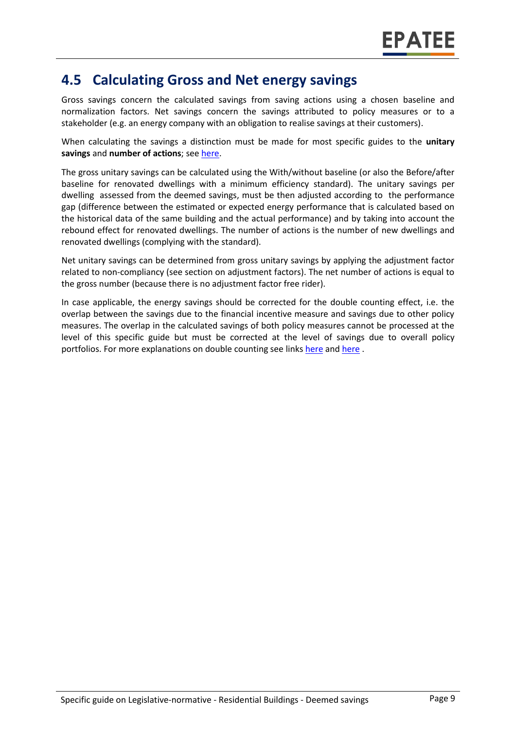## 4.5 Calculating Gross and Net energy savings

Gross savings concern the calculated savings from saving actions using a chosen baseline and normalization factors. Net savings concern the savings attributed to policy measures or to a stakeholder (e.g. an energy company with an obligation to realise savings at their customers).

When calculating the savings a distinction must be made for most specific guides to the **unitary savings** and **number of actions**; see [here](#).

The gross unitary savings can be calculated using the With/without baseline (or also the Before/after baseline for renovated dwellings with a minimum efficiency standard). The unitary savings per dwelling assessed from the deemed savings, must be then adjusted according to the performance gap (difference between the estimated or expected energy performance that is calculated based on the historical data of the same building and the actual performance) and by taking into account the rebound effect for renovated dwellings. The number of actions is the number of new dwellings and renovated dwellings (complying with the standard).

Net unitary savings can be determined from gross unitary savings by applying the adjustment factor related to non-compliancy (see section on adjustment factors). The net number of actions is equal to the gross number (because there is no adjustment factor free rider).

In case applicable, the energy savings should be corrected for the double counting effect, i.e. the overlap between the savings due to the financial incentive measure and savings due to other policy measures. The overlap in the calculated savings of both policy measures cannot be processed at the level of this specific guide but must be corrected at the level of savings due to overall policy portfolios. For more explanations on double counting see links [here](#) and [here](#) .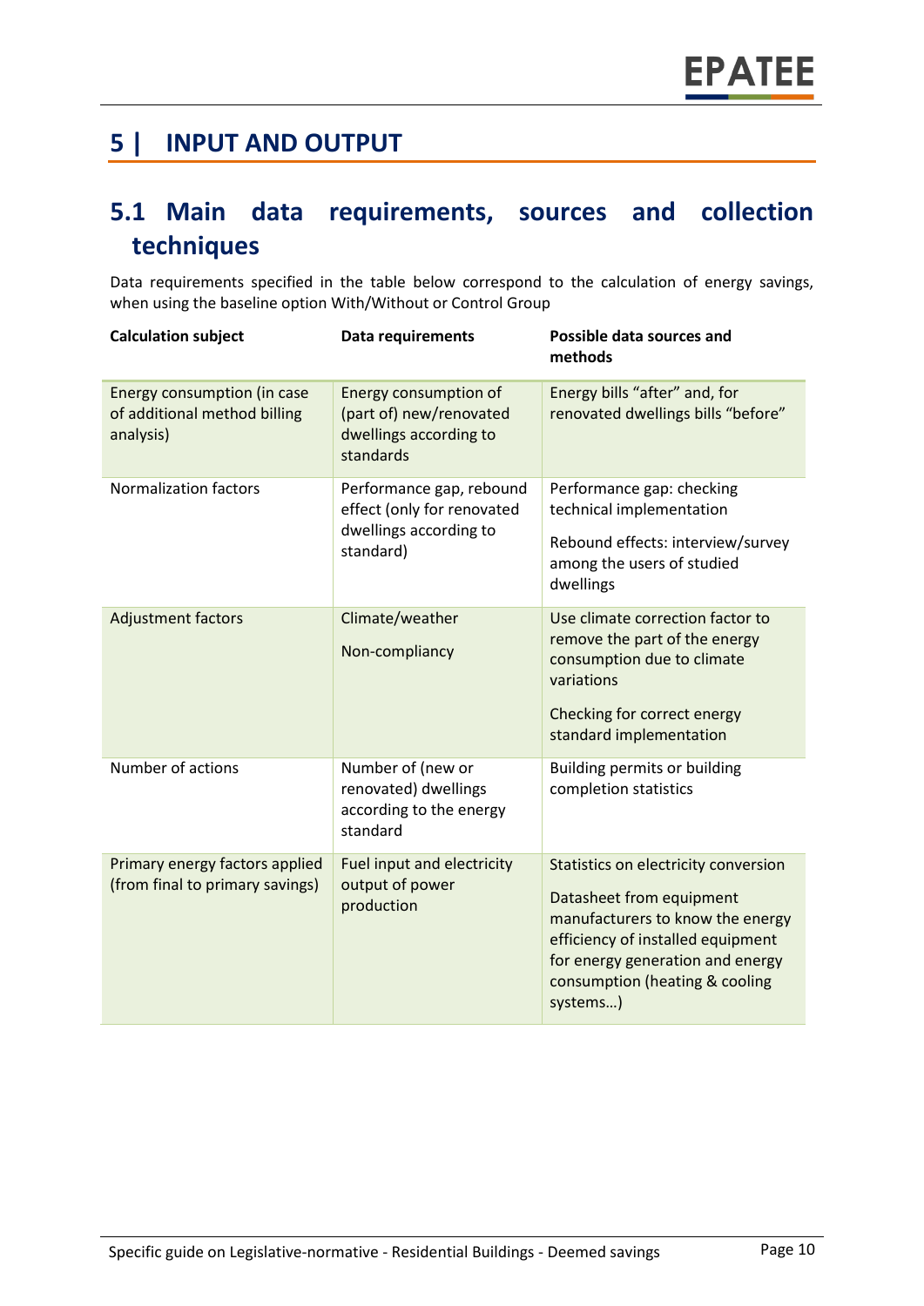# 5 | INPUT AND OUTPUT

## 5.1 Main data requirements, sources and collection techniques

Data requirements specified in the table below correspond to the calculation of energy savings, when using the baseline option With/Without or Control Group

| Calculation subject | Data requirements | Possible data sources and methods |
|---|---|---|
| Energy consumption (in case of additional method billing analysis) | Energy consumption of (part of) new/renovated dwellings according to standards | Energy bills "after" and, for renovated dwellings bills "before" |
| Normalization factors | Performance gap, rebound effect (only for renovated dwellings according to standard) | Performance gap: checking technical implementation<br><br>Rebound effects: interview/survey among the users of studied dwellings |
| Adjustment factors | Climate/weather<br><br>Non-compliancy | Use climate correction factor to remove the part of the energy consumption due to climate variations<br><br>Checking for correct energy standard implementation |
| Number of actions | Number of (new or renovated) dwellings according to the energy standard | Building permits or building completion statistics |
| Primary energy factors applied (from final to primary savings) | Fuel input and electricity output of power production | Statistics on electricity conversion<br><br>Datasheet from equipment manufacturers to know the energy efficiency of installed equipment for energy generation and energy consumption (heating & cooling systems…) |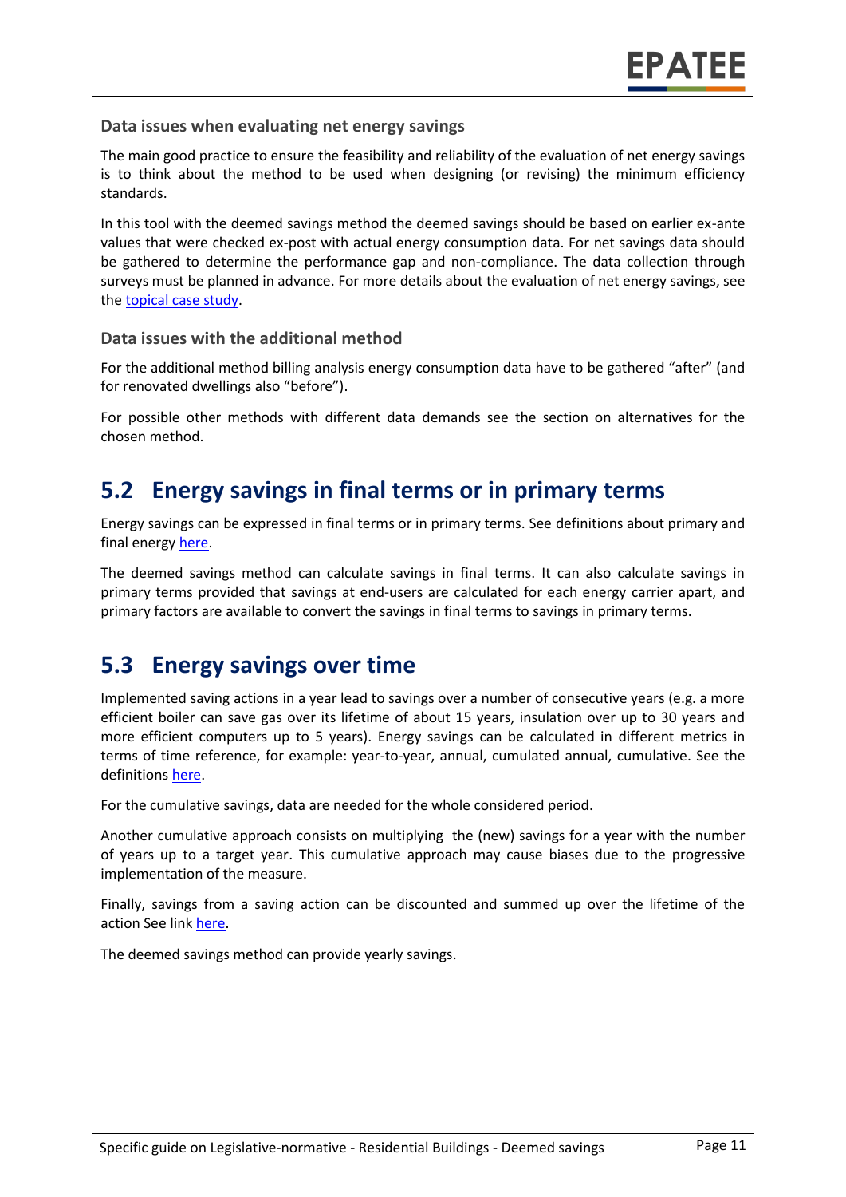### Data issues when evaluating net energy savings

The main good practice to ensure the feasibility and reliability of the evaluation of net energy savings is to think about the method to be used when designing (or revising) the minimum efficiency standards.

In this tool with the deemed savings method the deemed savings should be based on earlier ex-ante values that were checked ex-post with actual energy consumption data. For net savings data should be gathered to determine the performance gap and non-compliance. The data collection through surveys must be planned in advance. For more details about the evaluation of net energy savings, see the topical case study.

### Data issues with the additional method

For the additional method billing analysis energy consumption data have to be gathered "after" (and for renovated dwellings also "before").

For possible other methods with different data demands see the section on alternatives for the chosen method.

## 5.2 Energy savings in final terms or in primary terms

Energy savings can be expressed in final terms or in primary terms. See definitions about primary and final energy here.

The deemed savings method can calculate savings in final terms. It can also calculate savings in primary terms provided that savings at end-users are calculated for each energy carrier apart, and primary factors are available to convert the savings in final terms to savings in primary terms.

## 5.3 Energy savings over time

Implemented saving actions in a year lead to savings over a number of consecutive years (e.g. a more efficient boiler can save gas over its lifetime of about 15 years, insulation over up to 30 years and more efficient computers up to 5 years). Energy savings can be calculated in different metrics in terms of time reference, for example: year-to-year, annual, cumulated annual, cumulative. See the definitions here.

For the cumulative savings, data are needed for the whole considered period.

Another cumulative approach consists on multiplying the (new) savings for a year with the number of years up to a target year. This cumulative approach may cause biases due to the progressive implementation of the measure.

Finally, savings from a saving action can be discounted and summed up over the lifetime of the action See link here.

The deemed savings method can provide yearly savings.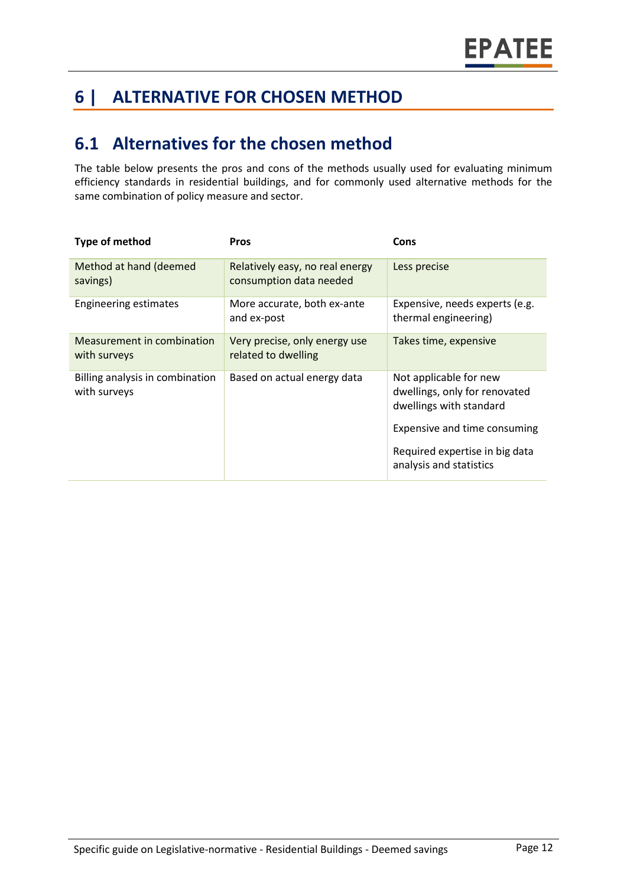# 6 | ALTERNATIVE FOR CHOSEN METHOD

## 6.1 Alternatives for the chosen method

The table below presents the pros and cons of the methods usually used for evaluating minimum efficiency standards in residential buildings, and for commonly used alternative methods for the same combination of policy measure and sector.

| Type of method | Pros | Cons |
|---|---|---|
| Method at hand (deemed savings) | Relatively easy, no real energy consumption data needed | Less precise |
| Engineering estimates | More accurate, both ex-ante and ex-post | Expensive, needs experts (e.g. thermal engineering) |
| Measurement in combination with surveys | Very precise, only energy use related to dwelling | Takes time, expensive |
| Billing analysis in combination with surveys | Based on actual energy data | Not applicable for new dwellings, only for renovated dwellings with standard<br><br>Expensive and time consuming<br><br>Required expertise in big data analysis and statistics |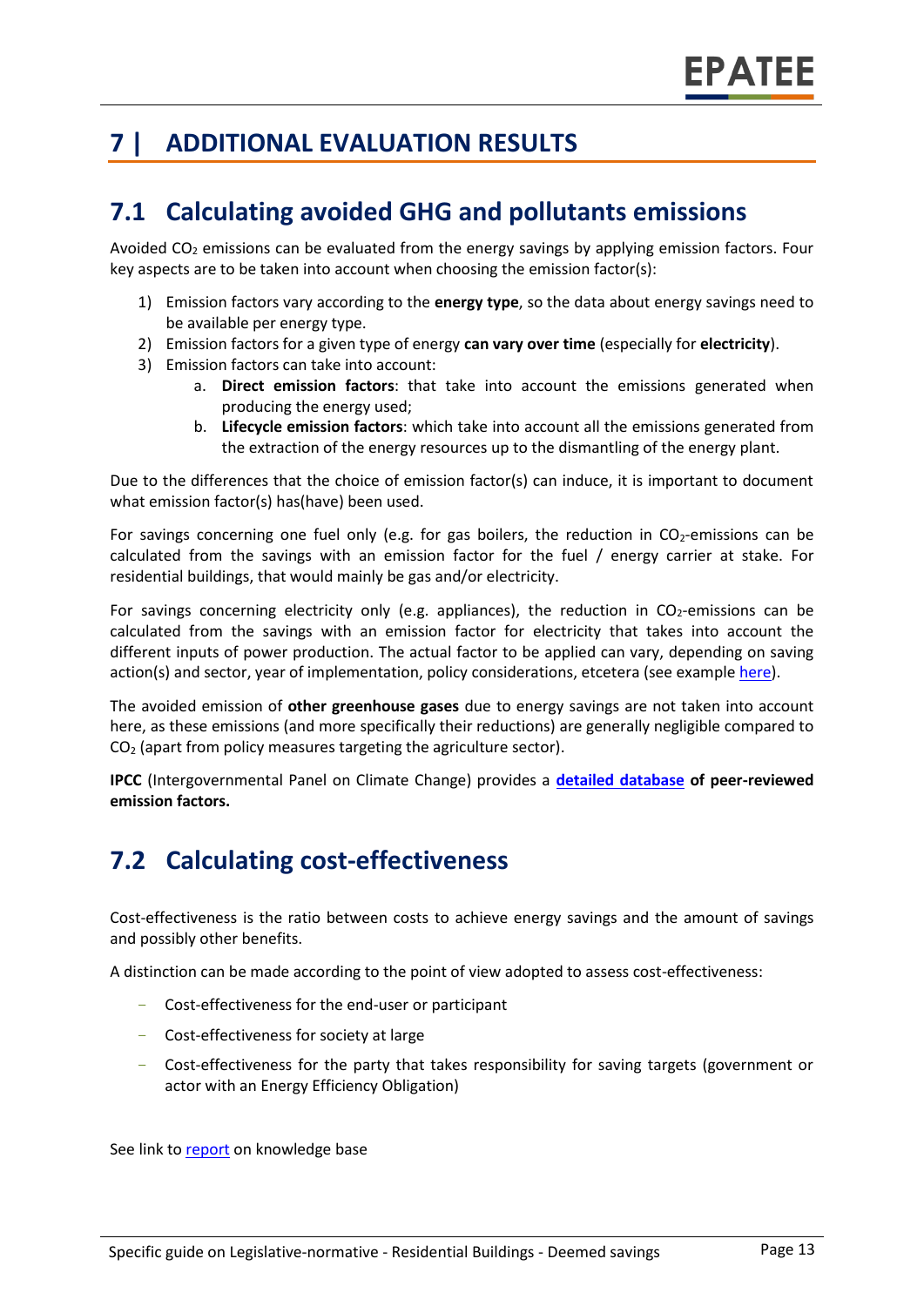# 7 | ADDITIONAL EVALUATION RESULTS

## 7.1 Calculating avoided GHG and pollutants emissions

Avoided $CO_2$ emissions can be evaluated from the energy savings by applying emission factors. Four key aspects are to be taken into account when choosing the emission factor(s):

1) Emission factors vary according to the **energy type**, so the data about energy savings need to be available per energy type.
2) Emission factors for a given type of energy **can vary over time** (especially for **electricity**).
3) Emission factors can take into account:
   a. **Direct emission factors**: that take into account the emissions generated when producing the energy used;
   b. **Lifecycle emission factors**: which take into account all the emissions generated from the extraction of the energy resources up to the dismantling of the energy plant.

Due to the differences that the choice of emission factor(s) can induce, it is important to document what emission factor(s) has(have) been used.

For savings concerning one fuel only (e.g. for gas boilers, the reduction in $CO_2$-emissions can be calculated from the savings with an emission factor for the fuel / energy carrier at stake. For residential buildings, that would mainly be gas and/or electricity.

For savings concerning electricity only (e.g. appliances), the reduction in $CO_2$-emissions can be calculated from the savings with an emission factor for electricity that takes into account the different inputs of power production. The actual factor to be applied can vary, depending on saving action(s) and sector, year of implementation, policy considerations, etcetera (see example here).

The avoided emission of **other greenhouse gases** due to energy savings are not taken into account here, as these emissions (and more specifically their reductions) are generally negligible compared to $CO_2$ (apart from policy measures targeting the agriculture sector).

**IPCC** (Intergovernmental Panel on Climate Change) provides a **detailed database of peer-reviewed emission factors.**

## 7.2 Calculating cost-effectiveness

Cost-effectiveness is the ratio between costs to achieve energy savings and the amount of savings and possibly other benefits.

A distinction can be made according to the point of view adopted to assess cost-effectiveness:

- Cost-effectiveness for the end-user or participant
- Cost-effectiveness for society at large
- Cost-effectiveness for the party that takes responsibility for saving targets (government or actor with an Energy Efficiency Obligation)

See link to report on knowledge base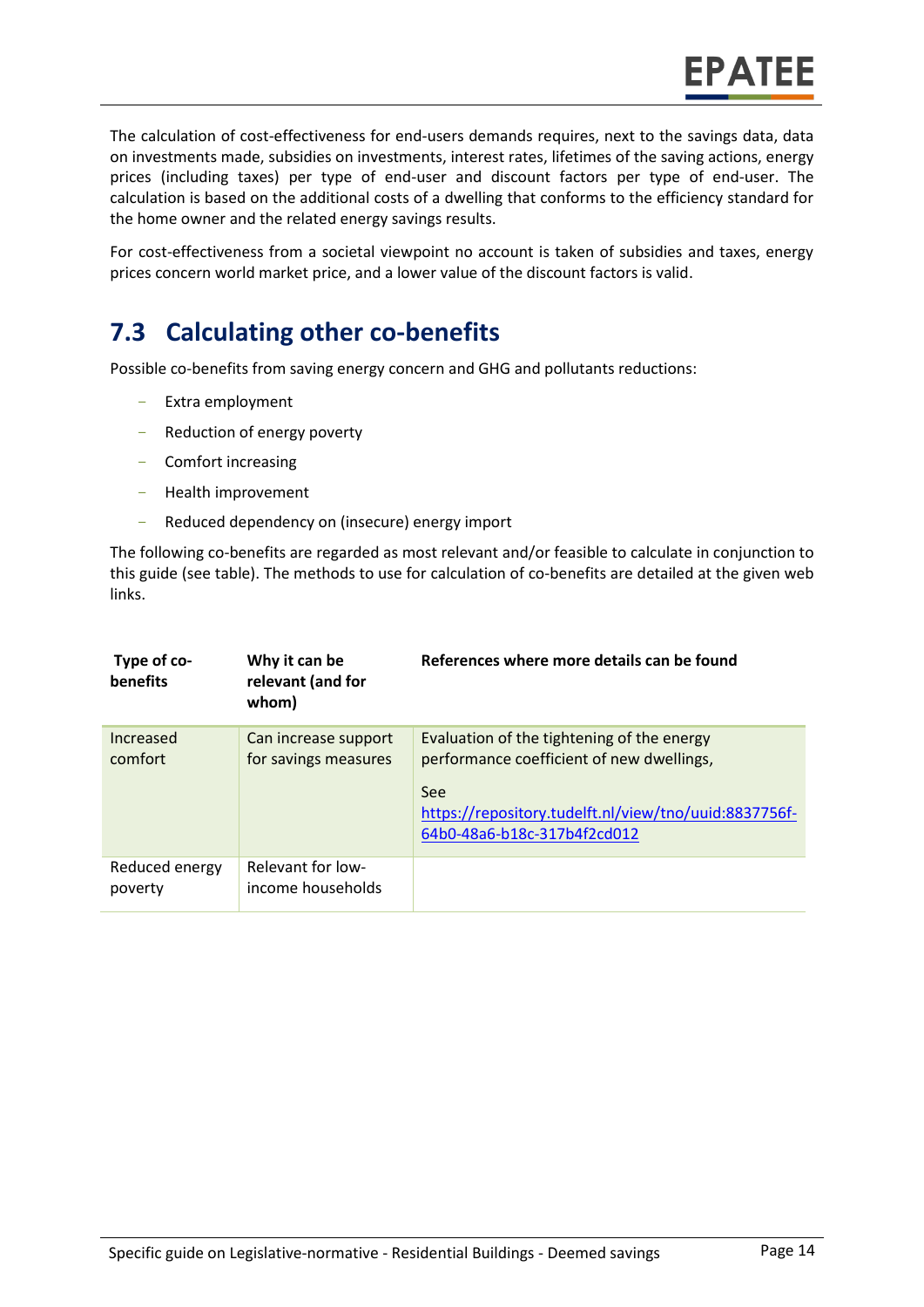The calculation of cost-effectiveness for end-users demands requires, next to the savings data, data on investments made, subsidies on investments, interest rates, lifetimes of the saving actions, energy prices (including taxes) per type of end-user and discount factors per type of end-user. The calculation is based on the additional costs of a dwelling that conforms to the efficiency standard for the home owner and the related energy savings results.

For cost-effectiveness from a societal viewpoint no account is taken of subsidies and taxes, energy prices concern world market price, and a lower value of the discount factors is valid.

## 7.3 Calculating other co-benefits

Possible co-benefits from saving energy concern and GHG and pollutants reductions:

- Extra employment
- Reduction of energy poverty
- Comfort increasing
- Health improvement
- Reduced dependency on (insecure) energy import

The following co-benefits are regarded as most relevant and/or feasible to calculate in conjunction to this guide (see table). The methods to use for calculation of co-benefits are detailed at the given web links.

| Type of co-benefits | Why it can be relevant (and for whom) | References where more details can be found |
|---|---|---|
| Increased comfort | Can increase support for savings measures | Evaluation of the tightening of the energy performance coefficient of new dwellings,<br><br>See https://repository.tudelft.nl/view/tno/uuid:8837756f-64b0-48a6-b18c-317b4f2cd012 |
| Reduced energy poverty | Relevant for low-income households | |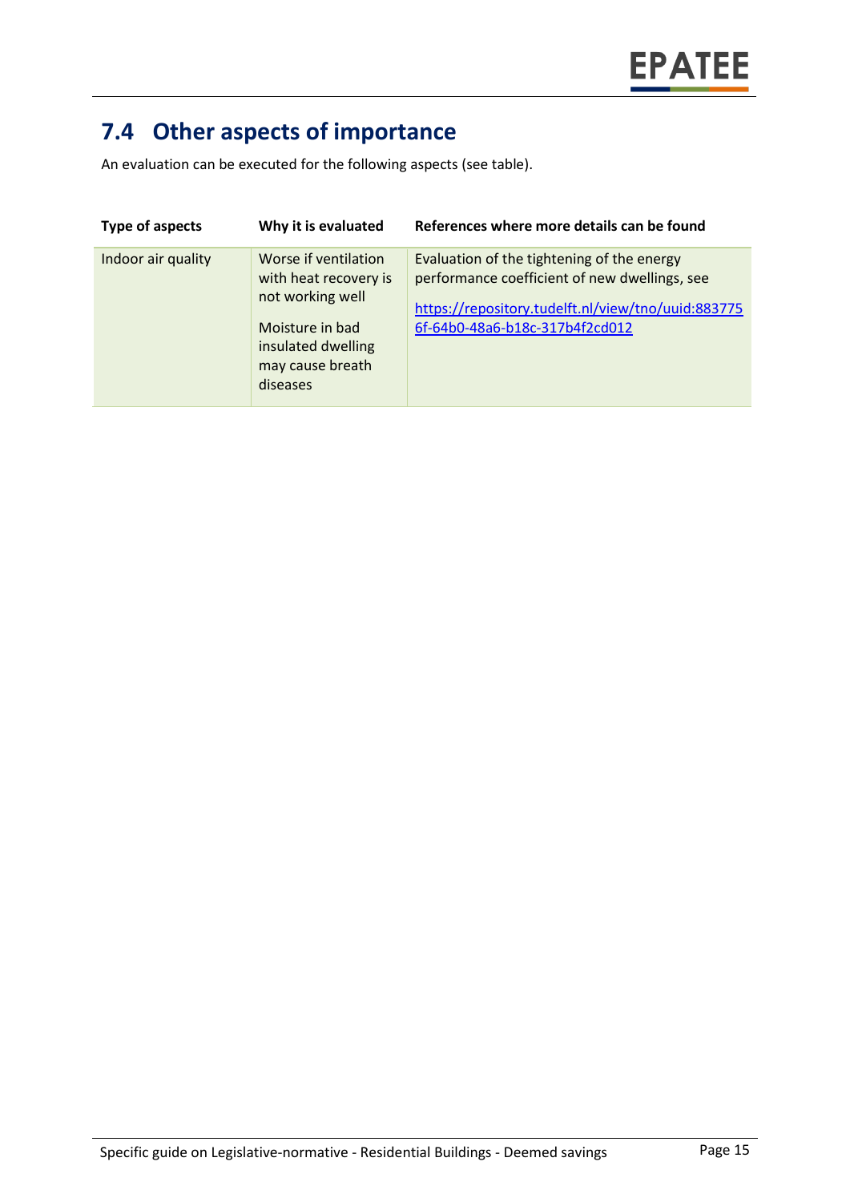## 7.4 Other aspects of importance

An evaluation can be executed for the following aspects (see table).

| Type of aspects | Why it is evaluated | References where more details can be found |
|---|---|---|
| Indoor air quality | Worse if ventilation with heat recovery is not working well<br><br>Moisture in bad insulated dwelling may cause breath diseases | Evaluation of the tightening of the energy performance coefficient of new dwellings, see<br><br>https://repository.tudelft.nl/view/tno/uuid:8837756f-64b0-48a6-b18c-317b4f2cd012 |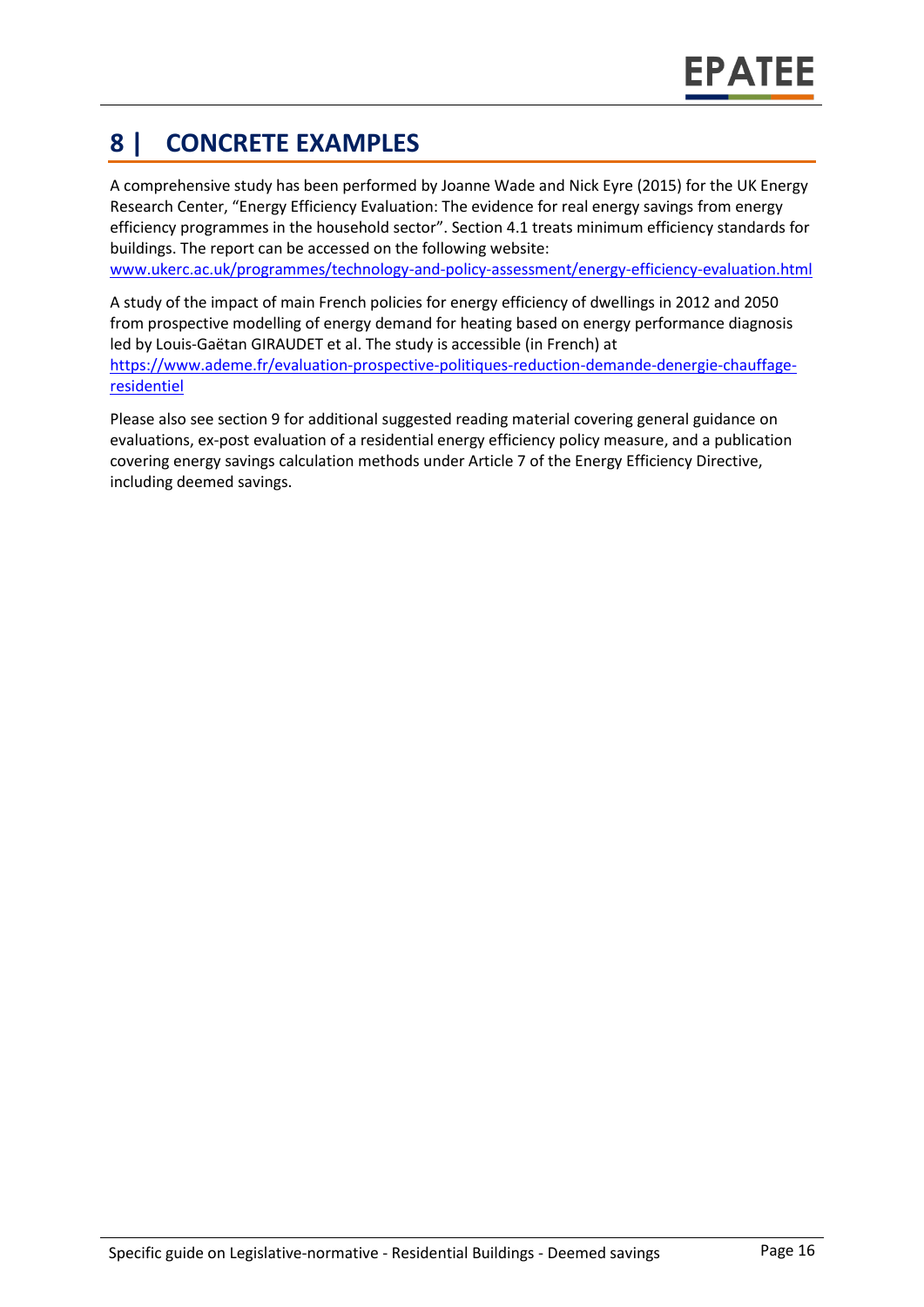# 8 | CONCRETE EXAMPLES

A comprehensive study has been performed by Joanne Wade and Nick Eyre (2015) for the UK Energy Research Center, "Energy Efficiency Evaluation: The evidence for real energy savings from energy efficiency programmes in the household sector". Section 4.1 treats minimum efficiency standards for buildings. The report can be accessed on the following website: [www.ukerc.ac.uk/programmes/technology-and-policy-assessment/energy-efficiency-evaluation.html](www.ukerc.ac.uk/programmes/technology-and-policy-assessment/energy-efficiency-evaluation.html)

A study of the impact of main French policies for energy efficiency of dwellings in 2012 and 2050 from prospective modelling of energy demand for heating based on energy performance diagnosis led by Louis-Gaëtan GIRAUDET et al. The study is accessible (in French) at [https://www.ademe.fr/evaluation-prospective-politiques-reduction-demande-denergie-chauffage-residentiel](https://www.ademe.fr/evaluation-prospective-politiques-reduction-demande-denergie-chauffage-residentiel)

Please also see section 9 for additional suggested reading material covering general guidance on evaluations, ex-post evaluation of a residential energy efficiency policy measure, and a publication covering energy savings calculation methods under Article 7 of the Energy Efficiency Directive, including deemed savings.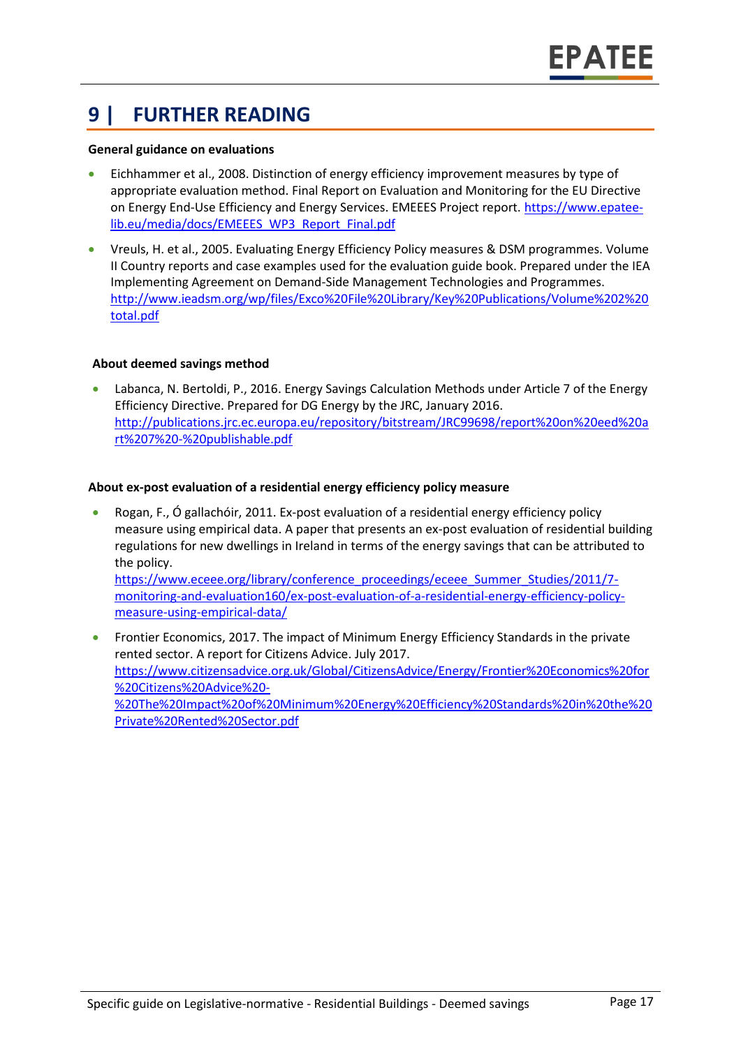# 9 | FURTHER READING

**General guidance on evaluations**

- Eichhammer et al., 2008. Distinction of energy efficiency improvement measures by type of appropriate evaluation method. Final Report on Evaluation and Monitoring for the EU Directive on Energy End-Use Efficiency and Energy Services. EMEEES Project report. https://www.epatee-lib.eu/media/docs/EMEEES_WP3_Report_Final.pdf
- Vreuls, H. et al., 2005. Evaluating Energy Efficiency Policy measures & DSM programmes. Volume II Country reports and case examples used for the evaluation guide book. Prepared under the IEA Implementing Agreement on Demand-Side Management Technologies and Programmes. http://www.ieadsm.org/wp/files/Exco%20File%20Library/Key%20Publications/Volume%202%20total.pdf

**About deemed savings method**

- Labanca, N. Bertoldi, P., 2016. Energy Savings Calculation Methods under Article 7 of the Energy Efficiency Directive. Prepared for DG Energy by the JRC, January 2016. http://publications.jrc.ec.europa.eu/repository/bitstream/JRC99698/report%20on%20eed%20art%207%20-%20publishable.pdf

**About ex-post evaluation of a residential energy efficiency policy measure**

- Rogan, F., Ó gallachóir, 2011. Ex-post evaluation of a residential energy efficiency policy measure using empirical data. A paper that presents an ex-post evaluation of residential building regulations for new dwellings in Ireland in terms of the energy savings that can be attributed to the policy.
  https://www.eceee.org/library/conference_proceedings/eceee_Summer_Studies/2011/7-monitoring-and-evaluation160/ex-post-evaluation-of-a-residential-energy-efficiency-policy-measure-using-empirical-data/
- Frontier Economics, 2017. The impact of Minimum Energy Efficiency Standards in the private rented sector. A report for Citizens Advice. July 2017.
  https://www.citizensadvice.org.uk/Global/CitizensAdvice/Energy/Frontier%20Economics%20for%20Citizens%20Advice%20-%20The%20Impact%20of%20Minimum%20Energy%20Efficiency%20Standards%20in%20the%20Private%20Rented%20Sector.pdf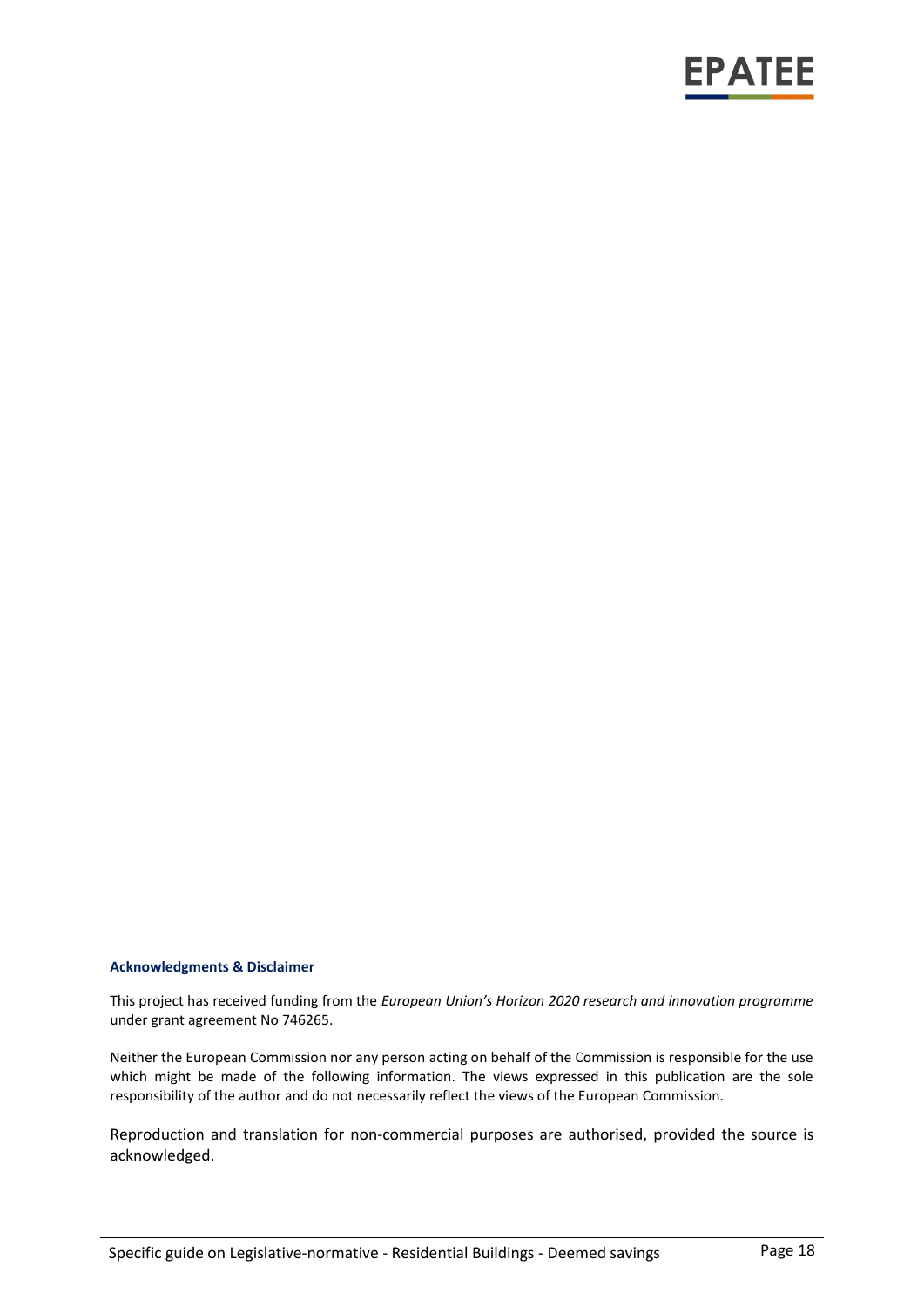**Acknowledgments & Disclaimer**

This project has received funding from the *European Union's Horizon 2020 research and innovation programme* under grant agreement No 746265.

Neither the European Commission nor any person acting on behalf of the Commission is responsible for the use which might be made of the following information. The views expressed in this publication are the sole responsibility of the author and do not necessarily reflect the views of the European Commission.

Reproduction and translation for non-commercial purposes are authorised, provided the source is acknowledged.